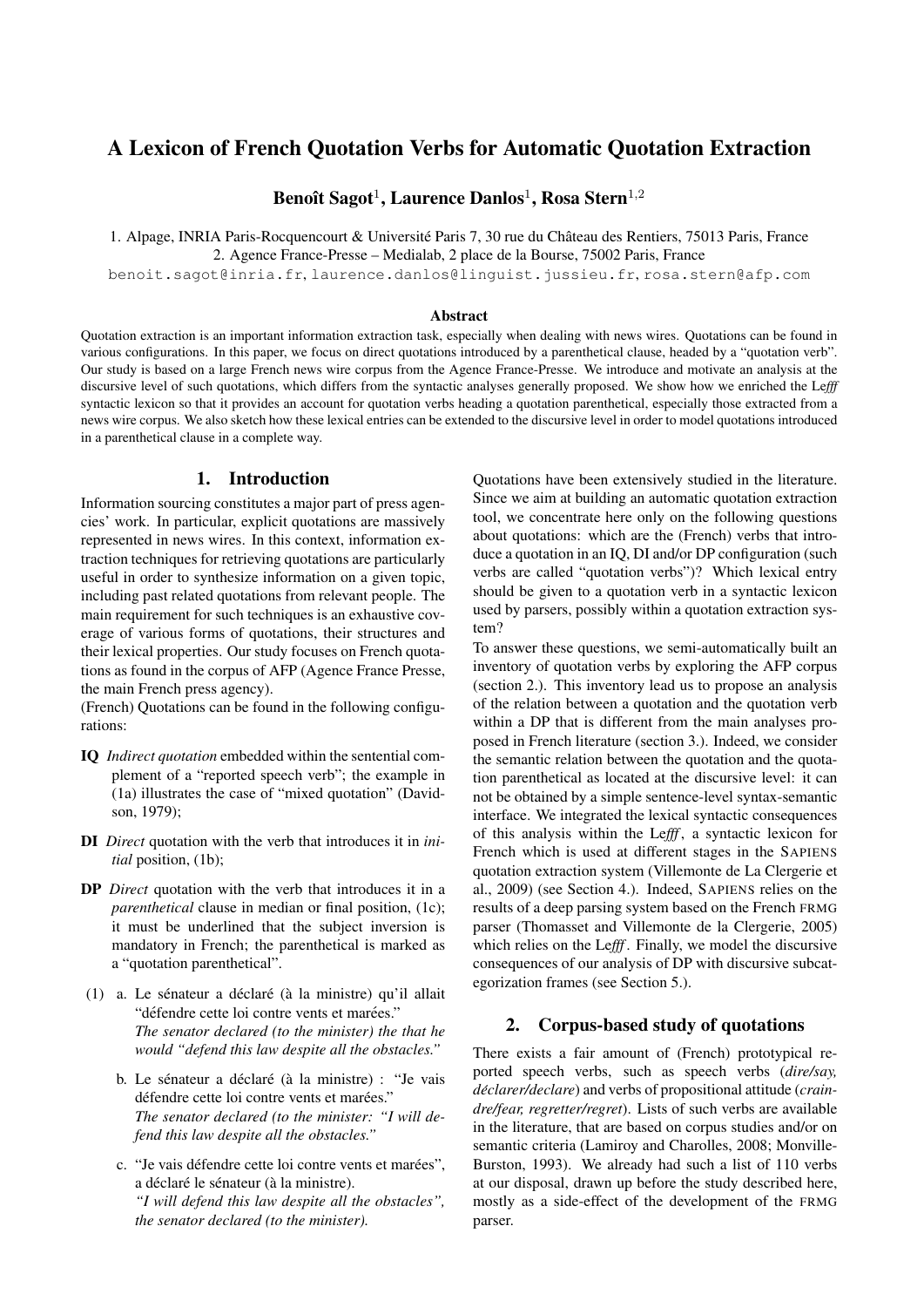# A Lexicon of French Quotation Verbs for Automatic Quotation Extraction

**Benoît Sagot[1], Laurence Danlos[1], Rosa Stern[1,2]**

1. Alpage, INRIA Paris-Rocquencourt & Université Paris 7, 30 rue du Château des Rentiers, 75013 Paris, France
2. Agence France-Presse – Medialab, 2 place de la Bourse, 75002 Paris, France

benoit.sagot@inria.fr, laurence.danlos@linguist.jussieu.fr, rosa.stern@afp.com

### Abstract

Quotation extraction is an important information extraction task, especially when dealing with news wires. Quotations can be found in various configurations. In this paper, we focus on direct quotations introduced by a parenthetical clause, headed by a "quotation verb". Our study is based on a large French news wire corpus from the Agence France-Presse. We introduce and motivate an analysis at the discursive level of such quotations, which differs from the syntactic analyses generally proposed. We show how we enriched the Le*fff* syntactic lexicon so that it provides an account for quotation verbs heading a quotation parenthetical, especially those extracted from a news wire corpus. We also sketch how these lexical entries can be extended to the discursive level in order to model quotations introduced in a parenthetical clause in a complete way.

## 1. Introduction

Information sourcing constitutes a major part of press agencies' work. In particular, explicit quotations are massively represented in news wires. In this context, information extraction techniques for retrieving quotations are particularly useful in order to synthesize information on a given topic, including past related quotations from relevant people. The main requirement for such techniques is an exhaustive coverage of various forms of quotations, their structures and their lexical properties. Our study focuses on French quotations as found in the corpus of AFP (Agence France Presse, the main French press agency).

(French) Quotations can be found in the following configurations:

- **IQ** *Indirect quotation* embedded within the sentential complement of a "reported speech verb"; the example in (1a) illustrates the case of "mixed quotation" (Davidson, 1979);
- **DI** *Direct* quotation with the verb that introduces it in *initial* position, (1b);
- **DP** *Direct* quotation with the verb that introduces it in a *parenthetical* clause in median or final position, (1c); it must be underlined that the subject inversion is mandatory in French; the parenthetical is marked as a "quotation parenthetical".

(1) a. Le sénateur a déclaré (à la ministre) qu'il allait "défendre cette loi contre vents et marées."
*The senator declared (to the minister) the that he would "defend this law despite all the obstacles."*

b. Le sénateur a déclaré (à la ministre) : "Je vais défendre cette loi contre vents et marées."
*The senator declared (to the minister: "I will defend this law despite all the obstacles."*

c. "Je vais défendre cette loi contre vents et marées", a déclaré le sénateur (à la ministre).
*"I will defend this law despite all the obstacles", the senator declared (to the minister).*

Quotations have been extensively studied in the literature. Since we aim at building an automatic quotation extraction tool, we concentrate here only on the following questions about quotations: which are the (French) verbs that introduce a quotation in an IQ, DI and/or DP configuration (such verbs are called "quotation verbs")? Which lexical entry should be given to a quotation verb in a syntactic lexicon used by parsers, possibly within a quotation extraction system?

To answer these questions, we semi-automatically built an inventory of quotation verbs by exploring the AFP corpus (section 2.). This inventory lead us to propose an analysis of the relation between a quotation and the quotation verb within a DP that is different from the main analyses proposed in French literature (section 3.). Indeed, we consider the semantic relation between the quotation and the quotation parenthetical as located at the discursive level: it can not be obtained by a simple sentence-level syntax-semantic interface. We integrated the lexical syntactic consequences of this analysis within the Le*fff*, a syntactic lexicon for French which is used at different stages in the SAPIENS quotation extraction system (Villemonte de La Clergerie et al., 2009) (see Section 4.). Indeed, SAPIENS relies on the results of a deep parsing system based on the French FRMG parser (Thomasset and Villemonte de la Clergerie, 2005) which relies on the Le*fff*. Finally, we model the discursive consequences of our analysis of DP with discursive subcategorization frames (see Section 5.).

## 2. Corpus-based study of quotations

There exists a fair amount of (French) prototypical reported speech verbs, such as speech verbs (*dire/say, déclarer/declare*) and verbs of propositional attitude (*craindre/fear, regretter/regret*). Lists of such verbs are available in the literature, that are based on corpus studies and/or on semantic criteria (Lamiroy and Charolles, 2008; Monville-Burston, 1993). We already had such a list of 110 verbs at our disposal, drawn up before the study described here, mostly as a side-effect of the development of the FRMG parser.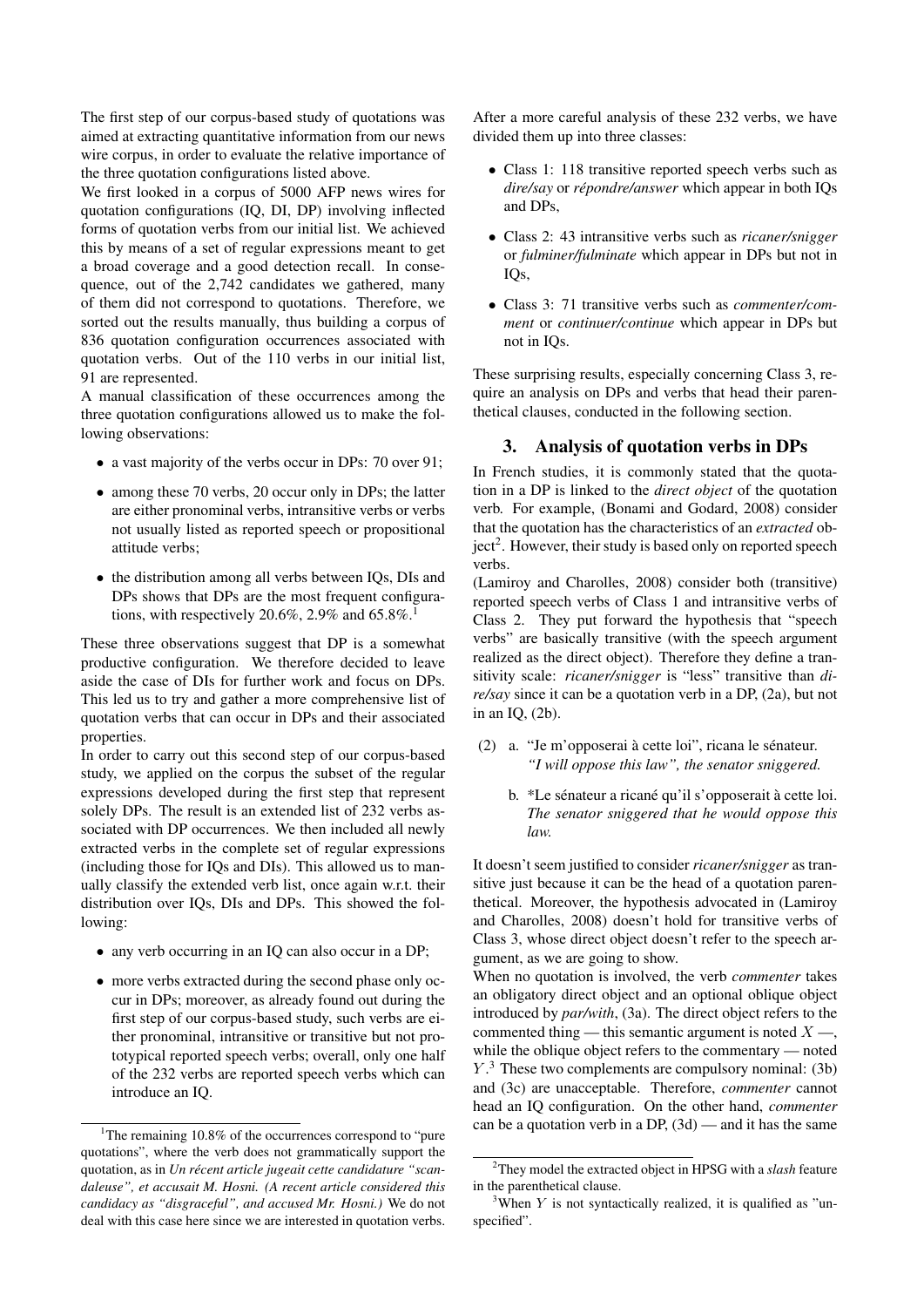The first step of our corpus-based study of quotations was aimed at extracting quantitative information from our news wire corpus, in order to evaluate the relative importance of the three quotation configurations listed above.

We first looked in a corpus of 5000 AFP news wires for quotation configurations (IQ, DI, DP) involving inflected forms of quotation verbs from our initial list. We achieved this by means of a set of regular expressions meant to get a broad coverage and a good detection recall. In consequence, out of the 2,742 candidates we gathered, many of them did not correspond to quotations. Therefore, we sorted out the results manually, thus building a corpus of 836 quotation configuration occurrences associated with quotation verbs. Out of the 110 verbs in our initial list, 91 are represented.

A manual classification of these occurrences among the three quotation configurations allowed us to make the following observations:

- a vast majority of the verbs occur in DPs: 70 over 91;
- among these 70 verbs, 20 occur only in DPs; the latter are either pronominal verbs, intransitive verbs or verbs not usually listed as reported speech or propositional attitude verbs;
- the distribution among all verbs between IQs, DIs and DPs shows that DPs are the most frequent configurations, with respectively 20.6%, 2.9% and 65.8%.[1]

These three observations suggest that DP is a somewhat productive configuration. We therefore decided to leave aside the case of DIs for further work and focus on DPs. This led us to try and gather a more comprehensive list of quotation verbs that can occur in DPs and their associated properties.

In order to carry out this second step of our corpus-based study, we applied on the corpus the subset of the regular expressions developed during the first step that represent solely DPs. The result is an extended list of 232 verbs associated with DP occurrences. We then included all newly extracted verbs in the complete set of regular expressions (including those for IQs and DIs). This allowed us to manually classify the extended verb list, once again w.r.t. their distribution over IQs, DIs and DPs. This showed the following:

- any verb occurring in an IQ can also occur in a DP;
- more verbs extracted during the second phase only occur in DPs; moreover, as already found out during the first step of our corpus-based study, such verbs are either pronominal, intransitive or transitive but not prototypical reported speech verbs; overall, only one half of the 232 verbs are reported speech verbs which can introduce an IQ.

After a more careful analysis of these 232 verbs, we have divided them up into three classes:

- Class 1: 118 transitive reported speech verbs such as *dire/say* or *répondre/answer* which appear in both IQs and DPs,
- Class 2: 43 intransitive verbs such as *ricaner/snigger* or *fulminer/fulminate* which appear in DPs but not in IQs,
- Class 3: 71 transitive verbs such as *commenter/comment* or *continuer/continue* which appear in DPs but not in IQs.

These surprising results, especially concerning Class 3, require an analysis on DPs and verbs that head their parenthetical clauses, conducted in the following section.

## 3. Analysis of quotation verbs in DPs

In French studies, it is commonly stated that the quotation in a DP is linked to the *direct object* of the quotation verb. For example, (Bonami and Godard, 2008) consider that the quotation has the characteristics of an *extracted* object[2]. However, their study is based only on reported speech verbs.

(Lamiroy and Charolles, 2008) consider both (transitive) reported speech verbs of Class 1 and intransitive verbs of Class 2. They put forward the hypothesis that "speech verbs" are basically transitive (with the speech argument realized as the direct object). Therefore they define a transitivity scale: *ricaner/snigger* is "less" transitive than *dire/say* since it can be a quotation verb in a DP, (2a), but not in an IQ, (2b).

(2) a. "Je m'opposerai à cette loi", ricana le sénateur.
*"I will oppose this law", the senator sniggered.*

b. *Le sénateur a ricané qu'il s'opposerait à cette loi.
*The senator sniggered that he would oppose this law.*

It doesn't seem justified to consider *ricaner/snigger* as transitive just because it can be the head of a quotation parenthetical. Moreover, the hypothesis advocated in (Lamiroy and Charolles, 2008) doesn't hold for transitive verbs of Class 3, whose direct object doesn't refer to the speech argument, as we are going to show.

When no quotation is involved, the verb *commenter* takes an obligatory direct object and an optional oblique object introduced by *par/with*, (3a). The direct object refers to the commented thing — this semantic argument is noted $X$ —, while the oblique object refers to the commentary — noted $Y$.[3] These two complements are compulsory nominal: (3b) and (3c) are unacceptable. Therefore, *commenter* cannot head an IQ configuration. On the other hand, *commenter* can be a quotation verb in a DP, (3d) — and it has the same

[1] The remaining 10.8% of the occurrences correspond to "pure quotations", where the verb does not grammatically support the quotation, as in *Un récent article jugeait cette candidature "scandaleuse", et accusait M. Hosni. (A recent article considered this candidacy as "disgraceful", and accused Mr. Hosni.)* We do not deal with this case here since we are interested in quotation verbs.

[2] They model the extracted object in HPSG with a *slash* feature in the parenthetical clause.

[3] When $Y$ is not syntactically realized, it is qualified as "unspecified".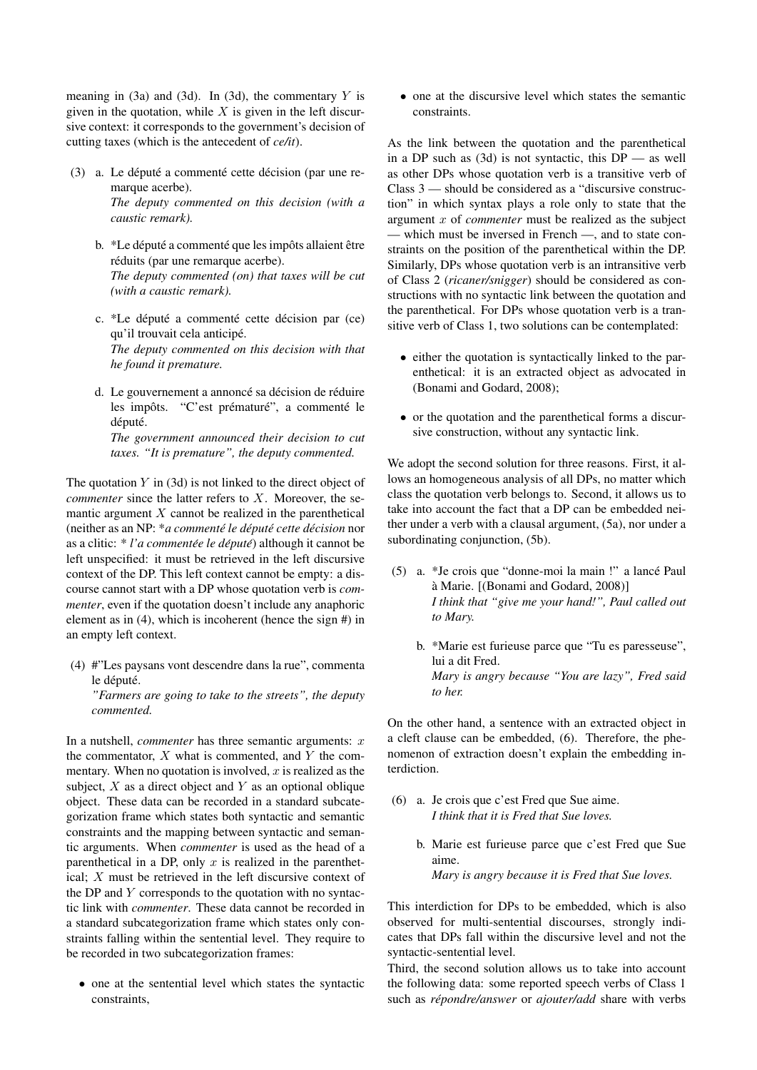meaning in (3a) and (3d). In (3d), the commentary $Y$ is given in the quotation, while $X$ is given in the left discursive context: it corresponds to the government's decision of cutting taxes (which is the antecedent of *ce/it*).

(3) a. Le député a commenté cette décision (par une remarque acerbe).
*The deputy commented on this decision (with a caustic remark).*

b. *Le député a commenté que les impôts allaient être réduits (par une remarque acerbe).
*The deputy commented (on) that taxes will be cut (with a caustic remark).*

c. *Le député a commenté cette décision par (ce) qu'il trouvait cela anticipé.
*The deputy commented on this decision with that he found it premature.*

d. Le gouvernement a annoncé sa décision de réduire les impôts. "C'est prématuré", a commenté le député.
*The government announced their decision to cut taxes. "It is premature", the deputy commented.*

The quotation $Y$ in (3d) is not linked to the direct object of *commenter* since the latter refers to $X$. Moreover, the semantic argument $X$ cannot be realized in the parenthetical (neither as an NP: **a commenté le député cette décision* nor as a clitic: * *l'a commentée le député*) although it cannot be left unspecified: it must be retrieved in the left discursive context of the DP. This left context cannot be empty: a discourse cannot start with a DP whose quotation verb is *commenter*, even if the quotation doesn't include any anaphoric element as in (4), which is incoherent (hence the sign #) in an empty left context.

(4) #"Les paysans vont descendre dans la rue", commenta le député.
*"Farmers are going to take to the streets", the deputy commented.*

In a nutshell, *commenter* has three semantic arguments: $x$ the commentator, $X$ what is commented, and $Y$ the commentary. When no quotation is involved, $x$ is realized as the subject, $X$ as a direct object and $Y$ as an optional oblique object. These data can be recorded in a standard subcategorization frame which states both syntactic and semantic constraints and the mapping between syntactic and semantic arguments. When *commenter* is used as the head of a parenthetical in a DP, only $x$ is realized in the parenthetical; $X$ must be retrieved in the left discursive context of the DP and $Y$ corresponds to the quotation with no syntactic link with *commenter*. These data cannot be recorded in a standard subcategorization frame which states only constraints falling within the sentential level. They require to be recorded in two subcategorization frames:

- one at the sentential level which states the syntactic constraints,
- one at the discursive level which states the semantic constraints.

As the link between the quotation and the parenthetical in a DP such as (3d) is not syntactic, this DP — as well as other DPs whose quotation verb is a transitive verb of Class 3 — should be considered as a "discursive construction" in which syntax plays a role only to state that the argument $x$ of *commenter* must be realized as the subject — which must be inversed in French —, and to state constraints on the position of the parenthetical within the DP. Similarly, DPs whose quotation verb is an intransitive verb of Class 2 (*ricaner/snigger*) should be considered as constructions with no syntactic link between the quotation and the parenthetical. For DPs whose quotation verb is a transitive verb of Class 1, two solutions can be contemplated:

- either the quotation is syntactically linked to the parenthetical: it is an extracted object as advocated in (Bonami and Godard, 2008);
- or the quotation and the parenthetical forms a discursive construction, without any syntactic link.

We adopt the second solution for three reasons. First, it allows an homogeneous analysis of all DPs, no matter which class the quotation verb belongs to. Second, it allows us to take into account the fact that a DP can be embedded neither under a verb with a clausal argument, (5a), nor under a subordinating conjunction, (5b).

(5) a. *Je crois que "donne-moi la main !" a lancé Paul à Marie. [(Bonami and Godard, 2008)]
*I think that "give me your hand!", Paul called out to Mary.*

b. *Marie est furieuse parce que "Tu es paresseuse", lui a dit Fred.
*Mary is angry because "You are lazy", Fred said to her.*

On the other hand, a sentence with an extracted object in a cleft clause can be embedded, (6). Therefore, the phenomenon of extraction doesn't explain the embedding interdiction.

(6) a. Je crois que c'est Fred que Sue aime.
*I think that it is Fred that Sue loves.*

b. Marie est furieuse parce que c'est Fred que Sue aime.
*Mary is angry because it is Fred that Sue loves.*

This interdiction for DPs to be embedded, which is also observed for multi-sentential discourses, strongly indicates that DPs fall within the discursive level and not the syntactic-sentential level.

Third, the second solution allows us to take into account the following data: some reported speech verbs of Class 1 such as *répondre/answer* or *ajouter/add* share with verbs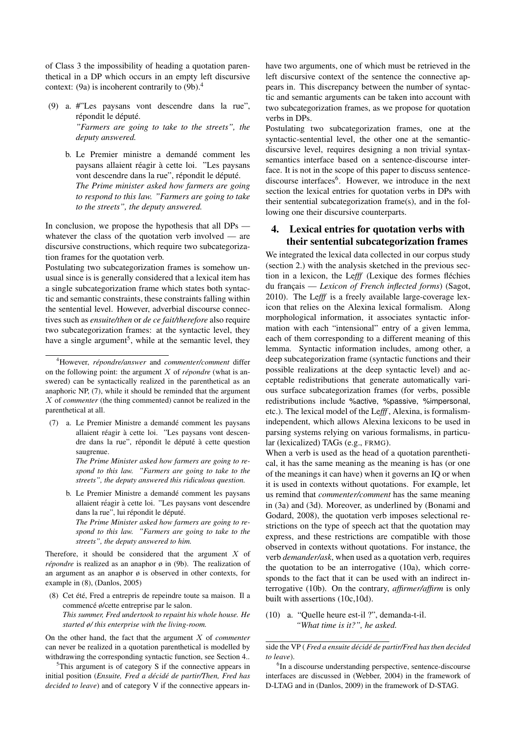of Class 3 the impossibility of heading a quotation parenthetical in a DP which occurs in an empty left discursive context: (9a) is incoherent contrarily to (9b).[4]

(9) a. #"Les paysans vont descendre dans la rue", répondit le député.
*"Farmers are going to take to the streets", the deputy answered.*

b. Le Premier ministre a demandé comment les paysans allaient réagir à cette loi. "Les paysans vont descendre dans la rue", répondit le député.
*The Prime minister asked how farmers are going to respond to this law. "Farmers are going to take to the streets", the deputy answered.*

In conclusion, we propose the hypothesis that all DPs — whatever the class of the quotation verb involved — are discursive constructions, which require two subcategorization frames for the quotation verb.

Postulating two subcategorization frames is somehow unusual since is is generally considered that a lexical item has a single subcategorization frame which states both syntactic and semantic constraints, these constraints falling within the sentential level. However, adverbial discourse connectives such as *ensuite/then* or *de ce fait/therefore* also require two subcategorization frames: at the syntactic level, they have a single argument[5], while at the semantic level, they have two arguments, one of which must be retrieved in the left discursive context of the sentence the connective appears in. This discrepancy between the number of syntactic and semantic arguments can be taken into account with two subcategorization frames, as we propose for quotation verbs in DPs.

Postulating two subcategorization frames, one at the syntactic-sentential level, the other one at the semantic-discursive level, requires designing a non trivial syntax-semantics interface based on a sentence-discourse interface. It is not in the scope of this paper to discuss sentence-discourse interfaces[6]. However, we introduce in the next section the lexical entries for quotation verbs in DPs with their sentential subcategorization frame(s), and in the following one their discursive counterparts.

## 4. Lexical entries for quotation verbs with their sentential subcategorization frames

We integrated the lexical data collected in our corpus study (section 2.) with the analysis sketched in the previous section in a lexicon, the Le*fff* (Lexique des formes fléchies du français — *Lexicon of French inflected forms*) (Sagot, 2010). The Le*fff* is a freely available large-coverage lexicon that relies on the Alexina lexical formalism. Along morphological information, it associates syntactic information with each "intensional" entry of a given lemma, each of them corresponding to a different meaning of this lemma. Syntactic information includes, among other, a deep subcategorization frame (syntactic functions and their possible realizations at the deep syntactic level) and acceptable redistributions that generate automatically various surface subcategorization frames (for verbs, possible redistributions include %active, %passive, %impersonal, etc.). The lexical model of the Le*fff*, Alexina, is formalism-independent, which allows Alexina lexicons to be used in parsing systems relying on various formalisms, in particular (lexicalized) TAGs (e.g., FRMG).

When a verb is used as the head of a quotation parenthetical, it has the same meaning as the meaning is has (or one of the meanings it can have) when it governs an IQ or when it is used in contexts without quotations. For example, let us remind that *commenter/comment* has the same meaning in (3a) and (3d). Moreover, as underlined by (Bonami and Godard, 2008), the quotation verb imposes selectional restrictions on the type of speech act that the quotation may express, and these restrictions are compatible with those observed in contexts without quotations. For instance, the verb *demander/ask*, when used as a quotation verb, requires the quotation to be an interrogative (10a), which corresponds to the fact that it can be used with an indirect interrogative (10b). On the contrary, *affirmer/affirm* is only built with assertions (10c,10d).

(10) a. "Quelle heure est-il ?", demanda-t-il.
*"What time is it?", he asked.*

---

[4]However, *répondre/answer* and *commenter/comment* differ on the following point: the argument $X$ of *répondre* (what is answered) can be syntactically realized in the parenthetical as an anaphoric NP, (7), while it should be reminded that the argument $X$ of *commenter* (the thing commented) cannot be realized in the parenthetical at all.

(7) a. Le Premier Ministre a demandé comment les paysans allaient réagir à cette loi. "Les paysans vont descendre dans la rue", répondit le député à cette question saugrenue.
*The Prime Minister asked how farmers are going to respond to this law. "Farmers are going to take to the streets", the deputy answered this ridiculous question.*

b. Le Premier Ministre a demandé comment les paysans allaient réagir à cette loi. "Les paysans vont descendre dans la rue", lui répondit le député.
*The Prime Minister asked how farmers are going to respond to this law. "Farmers are going to take to the streets", the deputy answered to him.*

Therefore, it should be considered that the argument $X$ of *répondre* is realized as an anaphor ø in (9b). The realization of an argument as an anaphor ø is observed in other contexts, for example in (8), (Danlos, 2005)

(8) Cet été, Fred a entrepris de repeindre toute sa maison. Il a commencé ø/cette entreprise par le salon.
*This summer, Fred undertook to repaint his whole house. He started ø/ this enterprise with the living-room.*

On the other hand, the fact that the argument $X$ of *commenter* can never be realized in a quotation parenthetical is modelled by withdrawing the corresponding syntactic function, see Section 4..

[5]This argument is of category S if the connective appears in initial position (*Ensuite, Fred a décidé de partir/Then, Fred has decided to leave*) and of category V if the connective appears inside the VP ( *Fred a ensuite décidé de partir/Fred has then decided to leave*).

[6]In a discourse understanding perspective, sentence-discourse interfaces are discussed in (Webber, 2004) in the framework of D-LTAG and in (Danlos, 2009) in the framework of D-STAG.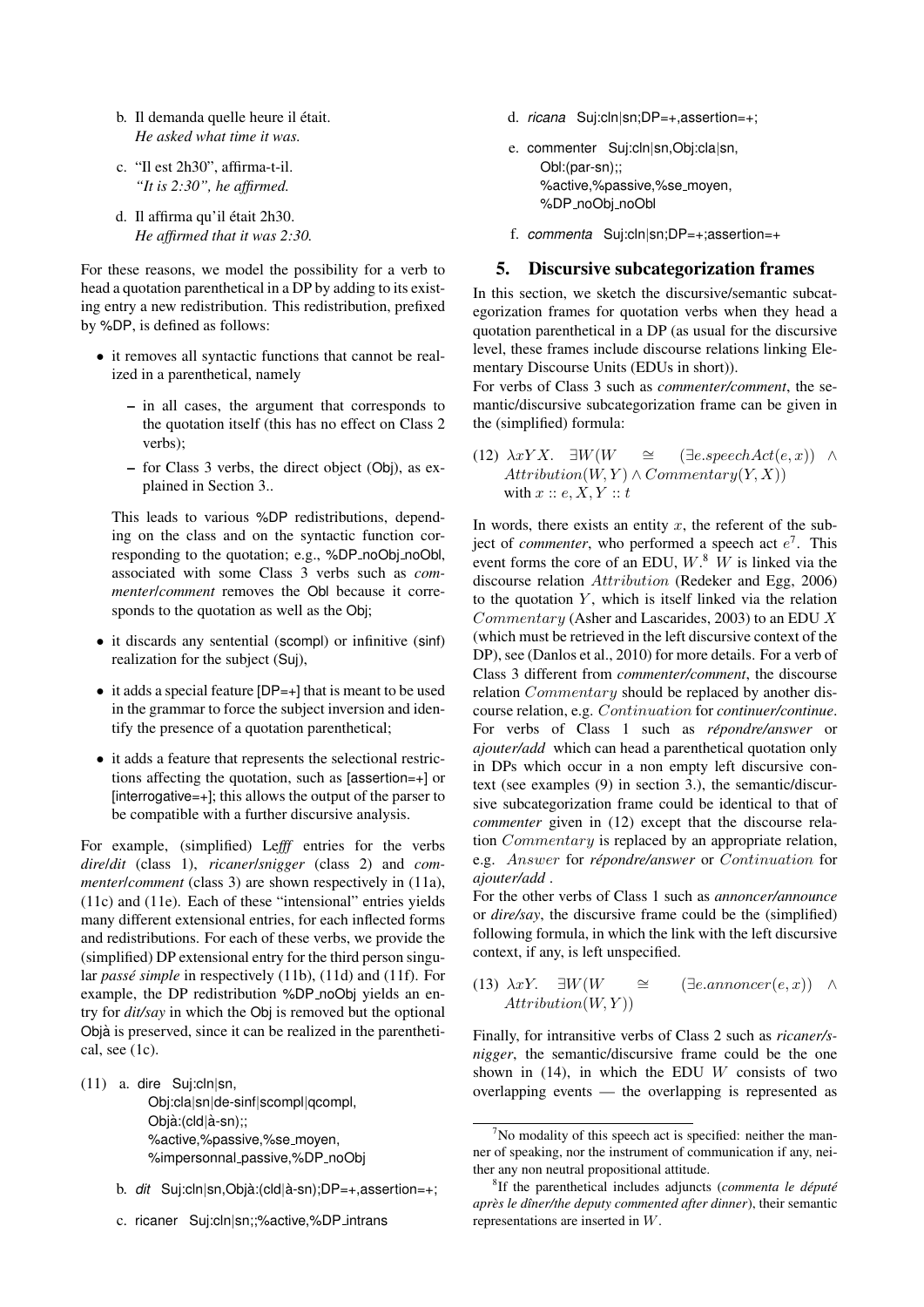b. Il demanda quelle heure il était.
   *He asked what time it was.*

c. "Il est 2h30", affirma-t-il.
   *"It is 2:30", he affirmed.*

d. Il affirma qu'il était 2h30.
   *He affirmed that it was 2:30.*

For these reasons, we model the possibility for a verb to head a quotation parenthetical in a DP by adding to its existing entry a new redistribution. This redistribution, prefixed by %DP, is defined as follows:

- it removes all syntactic functions that cannot be realized in a parenthetical, namely
  - in all cases, the argument that corresponds to the quotation itself (this has no effect on Class 2 verbs);
  - for Class 3 verbs, the direct object (Obj), as explained in Section 3..

  This leads to various %DP redistributions, depending on the class and on the syntactic function corresponding to the quotation; e.g., %DP_noObj_noObl, associated with some Class 3 verbs such as *commenter/comment* removes the Obl because it corresponds to the quotation as well as the Obj;

- it discards any sentential (scompl) or infinitive (sinf) realization for the subject (Suj),
- it adds a special feature [DP=+] that is meant to be used in the grammar to force the subject inversion and identify the presence of a quotation parenthetical;
- it adds a feature that represents the selectional restrictions affecting the quotation, such as [assertion=+] or [interrogative=+]; this allows the output of the parser to be compatible with a further discursive analysis.

For example, (simplified) Le*fff* entries for the verbs *dire/dit* (class 1), *ricaner/snigger* (class 2) and *commenter/comment* (class 3) are shown respectively in (11a), (11c) and (11e). Each of these "intensional" entries yields many different extensional entries, for each inflected forms and redistributions. For each of these verbs, we provide the (simplified) DP extensional entry for the third person singular *passé simple* in respectively (11b), (11d) and (11f). For example, the DP redistribution %DP_noObj yields an entry for *dit/say* in which the Obj is removed but the optional Objà is preserved, since it can be realized in the parenthetical, see (1c).

(11) a. dire Suj:cln|sn,
        Obj:cla|sn|de-sinf|scompl|qcompl,
        Objà:(cld|à-sn);;
        %active,%passive,%se_moyen,
        %impersonnal_passive,%DP_noObj

   b. *dit* Suj:cln|sn,Objà:(cld|à-sn);DP=+,assertion=+;

   c. ricaner Suj:cln|sn;;%active,%DP_intrans

   d. *ricana* Suj:cln|sn;DP=+,assertion=+;

   e. commenter Suj:cln|sn,Obj:cla|sn,
        Obl:(par-sn);;
        %active,%passive,%se_moyen,
        %DP_noObj_noObl

   f. *commenta* Suj:cln|sn;DP=+;assertion=+

## 5. Discursive subcategorization frames

In this section, we sketch the discursive/semantic subcategorization frames for quotation verbs when they head a quotation parenthetical in a DP (as usual for the discursive level, these frames include discourse relations linking Elementary Discourse Units (EDUs in short)).

For verbs of Class 3 such as *commenter/comment*, the semantic/discursive subcategorization frame can be given in the (simplified) formula:

(12) $\lambda x Y X.\ \ \exists W(W \cong (\exists e.speechAct(e,x)) \wedge Attribution(W,Y) \wedge Commentary(Y,X))$
with $x :: e, X, Y :: t$

In words, there exists an entity $x$, the referent of the subject of *commenter*, who performed a speech act $e$[7]. This event forms the core of an EDU, $W$.[8] $W$ is linked via the discourse relation $Attribution$ (Redeker and Egg, 2006) to the quotation $Y$, which is itself linked via the relation $Commentary$ (Asher and Lascarides, 2003) to an EDU $X$ (which must be retrieved in the left discursive context of the DP), see (Danlos et al., 2010) for more details. For a verb of Class 3 different from *commenter/comment*, the discourse relation $Commentary$ should be replaced by another discourse relation, e.g. $Continuation$ for *continuer/continue*. For verbs of Class 1 such as *répondre/answer* or *ajouter/add* which can head a parenthetical quotation only in DPs which occur in a non empty left discursive context (see examples (9) in section 3.), the semantic/discursive subcategorization frame could be identical to that of *commenter* given in (12) except that the discourse relation $Commentary$ is replaced by an appropriate relation, e.g. $Answer$ for *répondre/answer* or $Continuation$ for *ajouter/add* .

For the other verbs of Class 1 such as *annoncer/announce* or *dire/say*, the discursive frame could be the (simplified) following formula, in which the link with the left discursive context, if any, is left unspecified.

(13) $\lambda x Y.\ \ \exists W(W \cong (\exists e.annoncer(e,x)) \wedge Attribution(W,Y))$

Finally, for intransitive verbs of Class 2 such as *ricaner/snigger*, the semantic/discursive frame could be the one shown in (14), in which the EDU $W$ consists of two overlapping events — the overlapping is represented as

[7] No modality of this speech act is specified: neither the manner of speaking, nor the instrument of communication if any, neither any non neutral propositional attitude.

[8] If the parenthetical includes adjuncts (*commenta le député après le dîner/the deputy commented after dinner*), their semantic representations are inserted in $W$.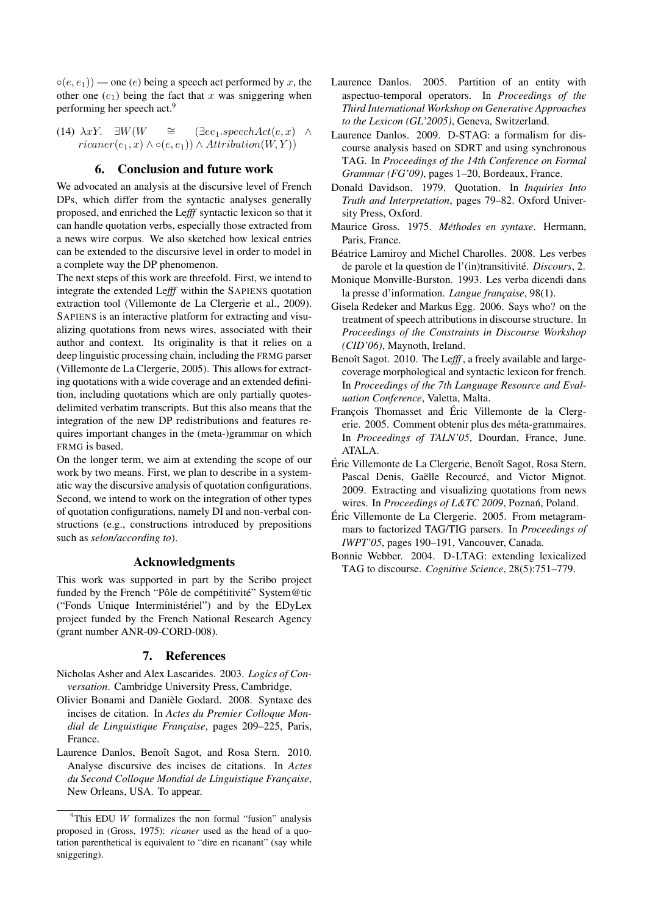$\circ(e, e_1))$ — one ($e$) being a speech act performed by $x$, the other one ($e_1$) being the fact that $x$ was sniggering when performing her speech act.[9]

(14) $\lambda xY. \ \exists W(W \cong (\exists ee_1.speechAct(e, x) \wedge ricaner(e_1, x) \wedge \circ(e, e_1)) \wedge Attribution(W, Y))$

## 6. Conclusion and future work

We advocated an analysis at the discursive level of French DPs, which differ from the syntactic analyses generally proposed, and enriched the Le*fff* syntactic lexicon so that it can handle quotation verbs, especially those extracted from a news wire corpus. We also sketched how lexical entries can be extended to the discursive level in order to model in a complete way the DP phenomenon.

The next steps of this work are threefold. First, we intend to integrate the extended Le*fff* within the SAPIENS quotation extraction tool (Villemonte de La Clergerie et al., 2009). SAPIENS is an interactive platform for extracting and visualizing quotations from news wires, associated with their author and context. Its originality is that it relies on a deep linguistic processing chain, including the FRMG parser (Villemonte de La Clergerie, 2005). This allows for extracting quotations with a wide coverage and an extended definition, including quotations which are only partially quotes-delimited verbatim transcripts. But this also means that the integration of the new DP redistributions and features requires important changes in the (meta-)grammar on which FRMG is based.

On the longer term, we aim at extending the scope of our work by two means. First, we plan to describe in a systematic way the discursive analysis of quotation configurations. Second, we intend to work on the integration of other types of quotation configurations, namely DI and non-verbal constructions (e.g., constructions introduced by prepositions such as *selon/according to*).

## Acknowledgments

This work was supported in part by the Scribo project funded by the French "Pôle de compétitivité" System@tic ("Fonds Unique Interministériel") and by the EDyLex project funded by the French National Research Agency (grant number ANR-09-CORD-008).

## 7. References

Nicholas Asher and Alex Lascarides. 2003. *Logics of Conversation*. Cambridge University Press, Cambridge.

Olivier Bonami and Danièle Godard. 2008. Syntaxe des incises de citation. In *Actes du Premier Colloque Mondial de Linguistique Française*, pages 209–225, Paris, France.

Laurence Danlos, Benoît Sagot, and Rosa Stern. 2010. Analyse discursive des incises de citations. In *Actes du Second Colloque Mondial de Linguistique Française*, New Orleans, USA. To appear.

Laurence Danlos. 2005. Partition of an entity with aspectuo-temporal operators. In *Proceedings of the Third International Workshop on Generative Approaches to the Lexicon (GL'2005)*, Geneva, Switzerland.

Laurence Danlos. 2009. D-STAG: a formalism for discourse analysis based on SDRT and using synchronous TAG. In *Proceedings of the 14th Conference on Formal Grammar (FG'09)*, pages 1–20, Bordeaux, France.

Donald Davidson. 1979. Quotation. In *Inquiries Into Truth and Interpretation*, pages 79–82. Oxford University Press, Oxford.

Maurice Gross. 1975. *Méthodes en syntaxe*. Hermann, Paris, France.

Béatrice Lamiroy and Michel Charolles. 2008. Les verbes de parole et la question de l'(in)transitivité. *Discours*, 2.

Monique Monville-Burston. 1993. Les verba dicendi dans la presse d'information. *Langue française*, 98(1).

Gisela Redeker and Markus Egg. 2006. Says who? on the treatment of speech attributions in discourse structure. In *Proceedings of the Constraints in Discourse Workshop (CID'06)*, Maynoth, Ireland.

Benoît Sagot. 2010. The Le*fff*, a freely available and large-coverage morphological and syntactic lexicon for french. In *Proceedings of the 7th Language Resource and Evaluation Conference*, Valetta, Malta.

François Thomasset and Éric Villemonte de la Clergerie. 2005. Comment obtenir plus des méta-grammaires. In *Proceedings of TALN'05*, Dourdan, France, June. ATALA.

Éric Villemonte de La Clergerie, Benoît Sagot, Rosa Stern, Pascal Denis, Gaëlle Recourcé, and Victor Mignot. 2009. Extracting and visualizing quotations from news wires. In *Proceedings of L&TC 2009*, Poznań, Poland.

Éric Villemonte de La Clergerie. 2005. From metagrammars to factorized TAG/TIG parsers. In *Proceedings of IWPT'05*, pages 190–191, Vancouver, Canada.

Bonnie Webber. 2004. D-LTAG: extending lexicalized TAG to discourse. *Cognitive Science*, 28(5):751–779.

[9] This EDU $W$ formalizes the non formal "fusion" analysis proposed in (Gross, 1975): *ricaner* used as the head of a quotation parenthetical is equivalent to "dire en ricanant" (say while sniggering).